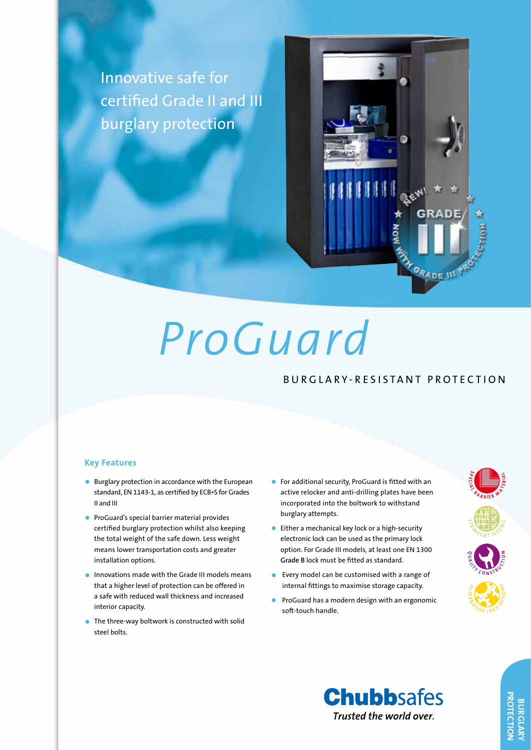Innovative safe for certified Grade II and III burglary protection

# ProGuard

BURGLARY-RESISTANT PROTECTION

### Key Features

- Burglary protection in accordance with the European standard, EN 1143-1, as certified by ECB•S for Grades II and III
- ProGuard's special barrier material provides certified burglary protection whilst also keeping the total weight of the safe down. Less weight means lower transportation costs and greater installation options.
- Innovations made with the Grade III models means that a higher level of protection can be offered in a safe with reduced wall thickness and increased interior capacity.
- The three-way boltwork is constructed with solid steel bolts.
- For additional security, ProGuard is fitted with an active relocker and anti-drilling plates have been incorporated into the boltwork to withstand burglary attempts.
- Either a mechanical key lock or a high-security electronic lock can be used as the primary lock option. For Grade III models, at least one EN 1300 **Grade B** lock must be fitted as standard.
- Every model can be customised with a range of internal fittings to maximise storage capacity.
- ProGuard has a modern design with an ergonomic soft-touch handle.

**Chubb**safes
*Trusted the world over.*

BURGLARY PROTECTION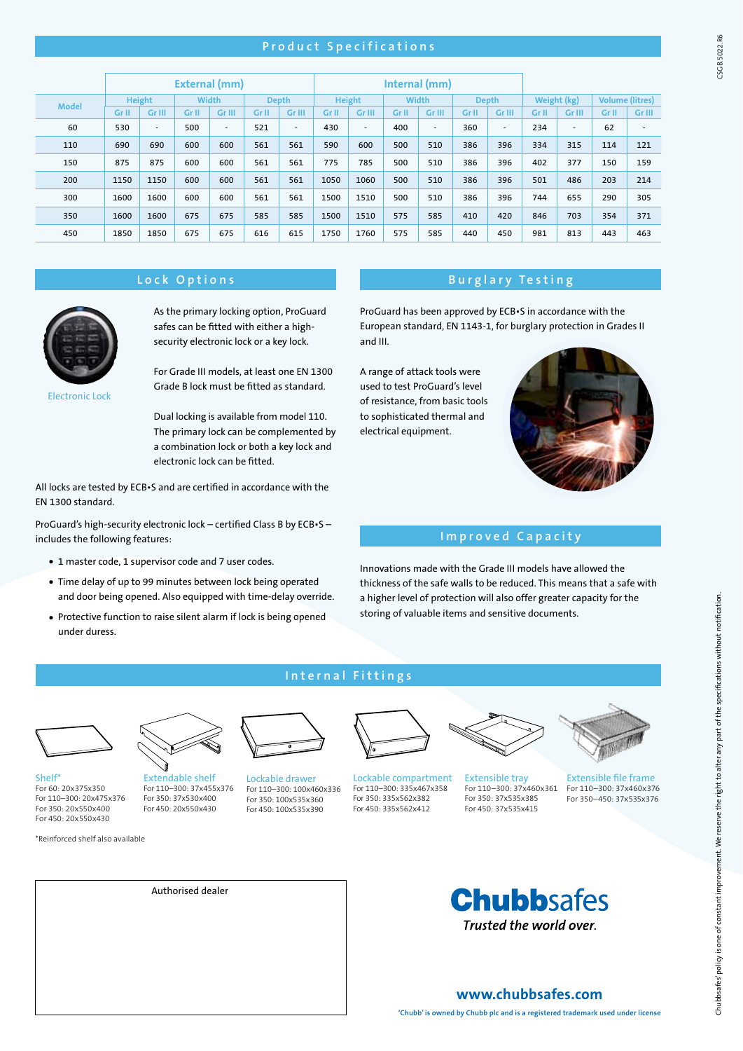## Product Specifications

| Model | External (mm) | | | | | | Internal (mm) | | | | | | | | | |
|---|---|---|---|---|---|---|---|---|---|---|---|---|---|---|---|---|
| | Height | | Width | | Depth | | Height | | Width | | Depth | | Weight (kg) | | Volume (litres) | |
| | Gr II | Gr III | Gr II | Gr III | Gr II | Gr III | Gr II | Gr III | Gr II | Gr III | Gr II | Gr III | Gr II | Gr III | Gr II | Gr III |
| 60 | 530 | - | 500 | - | 521 | - | 430 | - | 400 | - | 360 | - | 234 | - | 62 | - |
| 110 | 690 | 690 | 600 | 600 | 561 | 561 | 590 | 600 | 500 | 510 | 386 | 396 | 334 | 315 | 114 | 121 |
| 150 | 875 | 875 | 600 | 600 | 561 | 561 | 775 | 785 | 500 | 510 | 386 | 396 | 402 | 377 | 150 | 159 |
| 200 | 1150 | 1150 | 600 | 600 | 561 | 561 | 1050 | 1060 | 500 | 510 | 386 | 396 | 501 | 486 | 203 | 214 |
| 300 | 1600 | 1600 | 600 | 600 | 561 | 561 | 1500 | 1510 | 500 | 510 | 386 | 396 | 744 | 655 | 290 | 305 |
| 350 | 1600 | 1600 | 675 | 675 | 585 | 585 | 1500 | 1510 | 575 | 585 | 410 | 420 | 846 | 703 | 354 | 371 |
| 450 | 1850 | 1850 | 675 | 675 | 616 | 615 | 1750 | 1760 | 575 | 585 | 440 | 450 | 981 | 813 | 443 | 463 |

## Lock Options

Electronic Lock

As the primary locking option, ProGuard safes can be fitted with either a high-security electronic lock or a key lock.

For Grade III models, at least one EN 1300 Grade B lock must be fitted as standard.

Dual locking is available from model 110. The primary lock can be complemented by a combination lock or both a key lock and electronic lock can be fitted.

All locks are tested by ECB•S and are certified in accordance with the EN 1300 standard.

ProGuard's high-security electronic lock – certified Class B by ECB•S – includes the following features:

- 1 master code, 1 supervisor code and 7 user codes.
- Time delay of up to 99 minutes between lock being operated and door being opened. Also equipped with time-delay override.
- Protective function to raise silent alarm if lock is being opened under duress.

## Burglary Testing

ProGuard has been approved by ECB•S in accordance with the European standard, EN 1143-1, for burglary protection in Grades II and III.

A range of attack tools were used to test ProGuard's level of resistance, from basic tools to sophisticated thermal and electrical equipment.

## Improved Capacity

Innovations made with the Grade III models have allowed the thickness of the safe walls to be reduced. This means that a safe with a higher level of protection will also offer greater capacity for the storing of valuable items and sensitive documents.

## Internal Fittings

**Shelf***
For 60: 20x375x350
For 110–300: 20x475x376
For 350: 20x550x400
For 450: 20x550x430

**Extendable shelf**
For 110–300: 37x455x376
For 350: 37x530x400
For 450: 20x550x430

**Lockable drawer**
For 110–300: 100x460x336
For 350: 100x535x360
For 450: 100x535x390

**Lockable compartment**
For 110–300: 335x467x358
For 350: 335x562x382
For 450: 335x562x412

**Extensible tray**
For 110–300: 37x460x361
For 350: 37x535x385
For 450: 37x535x415

**Extensible file frame**
For 110–300: 37x460x376
For 350–450: 37x535x376

*Reinforced shelf also available

Authorised dealer

**Chubbsafes**
*Trusted the world over.*

www.chubbsafes.com

'Chubb' is owned by Chubb plc and is a registered trademark used under license

Chubbsafes' policy is one of constant improvement. We reserve the right to alter any part of the specifications without notification.

CSGB 5022 R6